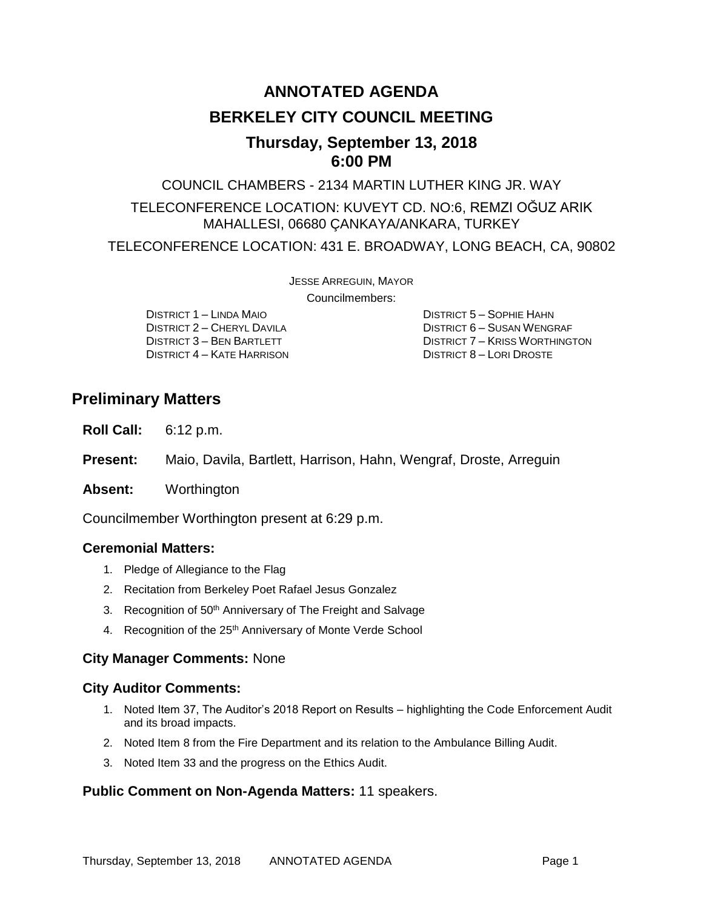# ANNOTATED AGENDA

# BERKELEY CITY COUNCIL MEETING

## Thursday, September 13, 2018
## 6:00 PM

COUNCIL CHAMBERS - 2134 MARTIN LUTHER KING JR. WAY

TELECONFERENCE LOCATION: KUVEYT CD. NO:6, REMZI OĞUZ ARIK MAHALLESI, 06680 ÇANKAYA/ANKARA, TURKEY

TELECONFERENCE LOCATION: 431 E. BROADWAY, LONG BEACH, CA, 90802

JESSE ARREGUIN, MAYOR

Councilmembers:

DISTRICT 1 – LINDA MAIO
DISTRICT 2 – CHERYL DAVILA
DISTRICT 3 – BEN BARTLETT
DISTRICT 4 – KATE HARRISON
DISTRICT 5 – SOPHIE HAHN
DISTRICT 6 – SUSAN WENGRAF
DISTRICT 7 – KRISS WORTHINGTON
DISTRICT 8 – LORI DROSTE

## Preliminary Matters

**Roll Call:** 6:12 p.m.

**Present:** Maio, Davila, Bartlett, Harrison, Hahn, Wengraf, Droste, Arreguin

**Absent:** Worthington

Councilmember Worthington present at 6:29 p.m.

### Ceremonial Matters:

1. Pledge of Allegiance to the Flag
2. Recitation from Berkeley Poet Rafael Jesus Gonzalez
3. Recognition of 50th Anniversary of The Freight and Salvage
4. Recognition of the 25th Anniversary of Monte Verde School

### City Manager Comments: None

### City Auditor Comments:

1. Noted Item 37, The Auditor's 2018 Report on Results – highlighting the Code Enforcement Audit and its broad impacts.
2. Noted Item 8 from the Fire Department and its relation to the Ambulance Billing Audit.
3. Noted Item 33 and the progress on the Ethics Audit.

### Public Comment on Non-Agenda Matters: 11 speakers.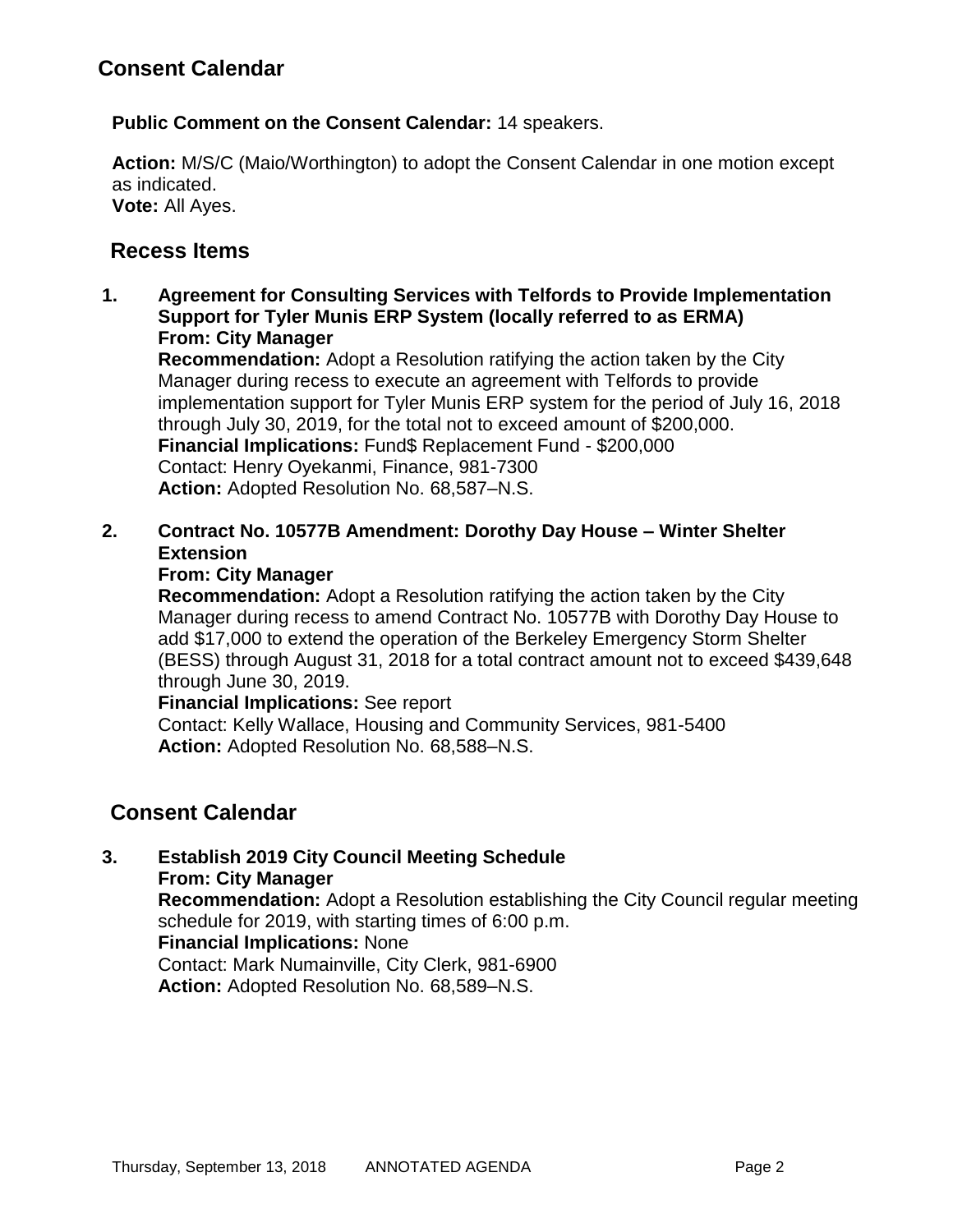## Consent Calendar

**Public Comment on the Consent Calendar:** 14 speakers.

**Action:** M/S/C (Maio/Worthington) to adopt the Consent Calendar in one motion except as indicated.
**Vote:** All Ayes.

## Recess Items

**1. Agreement for Consulting Services with Telfords to Provide Implementation Support for Tyler Munis ERP System (locally referred to as ERMA)**
**From: City Manager**
**Recommendation:** Adopt a Resolution ratifying the action taken by the City Manager during recess to execute an agreement with Telfords to provide implementation support for Tyler Munis ERP system for the period of July 16, 2018 through July 30, 2019, for the total not to exceed amount of $200,000.
**Financial Implications:** Fund$ Replacement Fund - $200,000
Contact: Henry Oyekanmi, Finance, 981-7300
**Action:** Adopted Resolution No. 68,587–N.S.

**2. Contract No. 10577B Amendment: Dorothy Day House – Winter Shelter Extension**
**From: City Manager**
**Recommendation:** Adopt a Resolution ratifying the action taken by the City Manager during recess to amend Contract No. 10577B with Dorothy Day House to add $17,000 to extend the operation of the Berkeley Emergency Storm Shelter (BESS) through August 31, 2018 for a total contract amount not to exceed $439,648 through June 30, 2019.
**Financial Implications:** See report
Contact: Kelly Wallace, Housing and Community Services, 981-5400
**Action:** Adopted Resolution No. 68,588–N.S.

## Consent Calendar

**3. Establish 2019 City Council Meeting Schedule**
**From: City Manager**
**Recommendation:** Adopt a Resolution establishing the City Council regular meeting schedule for 2019, with starting times of 6:00 p.m.
**Financial Implications:** None
Contact: Mark Numainville, City Clerk, 981-6900
**Action:** Adopted Resolution No. 68,589–N.S.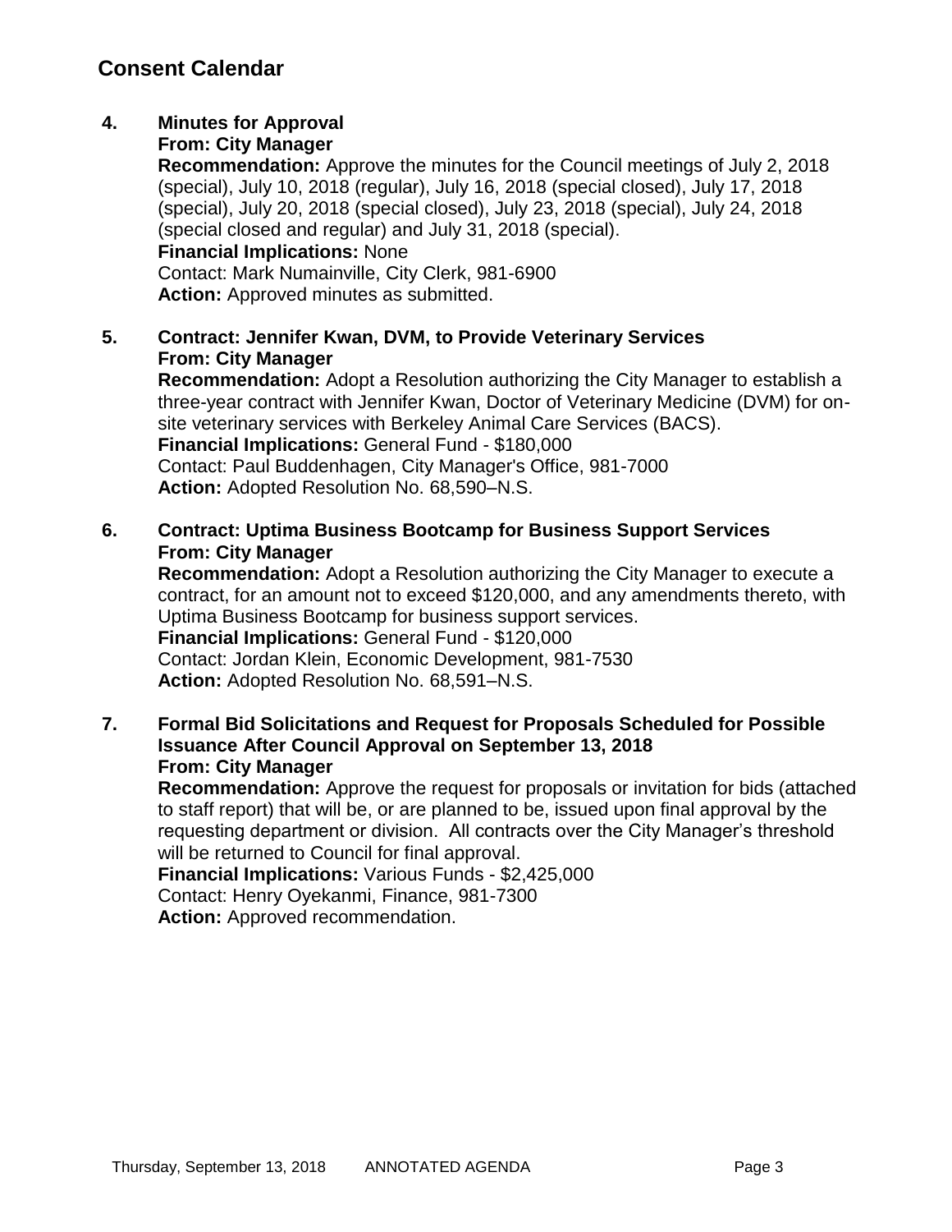## Consent Calendar

**4. Minutes for Approval**
**From: City Manager**
**Recommendation:** Approve the minutes for the Council meetings of July 2, 2018 (special), July 10, 2018 (regular), July 16, 2018 (special closed), July 17, 2018 (special), July 20, 2018 (special closed), July 23, 2018 (special), July 24, 2018 (special closed and regular) and July 31, 2018 (special).
**Financial Implications:** None
Contact: Mark Numainville, City Clerk, 981-6900
**Action:** Approved minutes as submitted.

**5. Contract: Jennifer Kwan, DVM, to Provide Veterinary Services**
**From: City Manager**
**Recommendation:** Adopt a Resolution authorizing the City Manager to establish a three-year contract with Jennifer Kwan, Doctor of Veterinary Medicine (DVM) for on-site veterinary services with Berkeley Animal Care Services (BACS).
**Financial Implications:** General Fund - $180,000
Contact: Paul Buddenhagen, City Manager's Office, 981-7000
**Action:** Adopted Resolution No. 68,590–N.S.

**6. Contract: Uptima Business Bootcamp for Business Support Services**
**From: City Manager**
**Recommendation:** Adopt a Resolution authorizing the City Manager to execute a contract, for an amount not to exceed $120,000, and any amendments thereto, with Uptima Business Bootcamp for business support services.
**Financial Implications:** General Fund - $120,000
Contact: Jordan Klein, Economic Development, 981-7530
**Action:** Adopted Resolution No. 68,591–N.S.

**7. Formal Bid Solicitations and Request for Proposals Scheduled for Possible Issuance After Council Approval on September 13, 2018**
**From: City Manager**
**Recommendation:** Approve the request for proposals or invitation for bids (attached to staff report) that will be, or are planned to be, issued upon final approval by the requesting department or division. All contracts over the City Manager's threshold will be returned to Council for final approval.
**Financial Implications:** Various Funds - $2,425,000
Contact: Henry Oyekanmi, Finance, 981-7300
**Action:** Approved recommendation.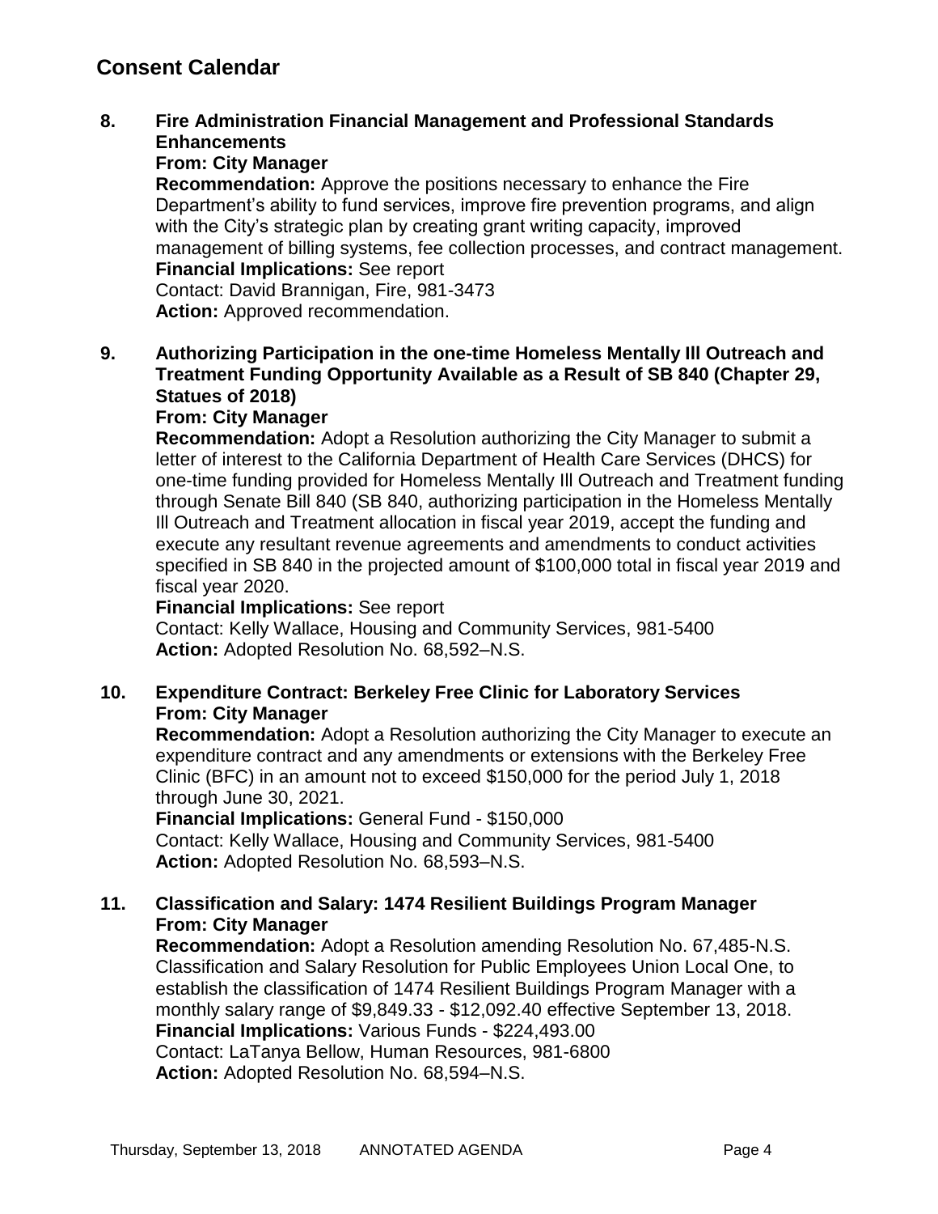## Consent Calendar

**8. Fire Administration Financial Management and Professional Standards Enhancements**
**From: City Manager**
**Recommendation:** Approve the positions necessary to enhance the Fire Department's ability to fund services, improve fire prevention programs, and align with the City's strategic plan by creating grant writing capacity, improved management of billing systems, fee collection processes, and contract management.
**Financial Implications:** See report
Contact: David Brannigan, Fire, 981-3473
**Action:** Approved recommendation.

**9. Authorizing Participation in the one-time Homeless Mentally Ill Outreach and Treatment Funding Opportunity Available as a Result of SB 840 (Chapter 29, Statues of 2018)**
**From: City Manager**
**Recommendation:** Adopt a Resolution authorizing the City Manager to submit a letter of interest to the California Department of Health Care Services (DHCS) for one-time funding provided for Homeless Mentally Ill Outreach and Treatment funding through Senate Bill 840 (SB 840, authorizing participation in the Homeless Mentally Ill Outreach and Treatment allocation in fiscal year 2019, accept the funding and execute any resultant revenue agreements and amendments to conduct activities specified in SB 840 in the projected amount of $100,000 total in fiscal year 2019 and fiscal year 2020.
**Financial Implications:** See report
Contact: Kelly Wallace, Housing and Community Services, 981-5400
**Action:** Adopted Resolution No. 68,592–N.S.

**10. Expenditure Contract: Berkeley Free Clinic for Laboratory Services**
**From: City Manager**
**Recommendation:** Adopt a Resolution authorizing the City Manager to execute an expenditure contract and any amendments or extensions with the Berkeley Free Clinic (BFC) in an amount not to exceed $150,000 for the period July 1, 2018 through June 30, 2021.
**Financial Implications:** General Fund - $150,000
Contact: Kelly Wallace, Housing and Community Services, 981-5400
**Action:** Adopted Resolution No. 68,593–N.S.

**11. Classification and Salary: 1474 Resilient Buildings Program Manager**
**From: City Manager**
**Recommendation:** Adopt a Resolution amending Resolution No. 67,485-N.S. Classification and Salary Resolution for Public Employees Union Local One, to establish the classification of 1474 Resilient Buildings Program Manager with a monthly salary range of $9,849.33 - $12,092.40 effective September 13, 2018.
**Financial Implications:** Various Funds - $224,493.00
Contact: LaTanya Bellow, Human Resources, 981-6800
**Action:** Adopted Resolution No. 68,594–N.S.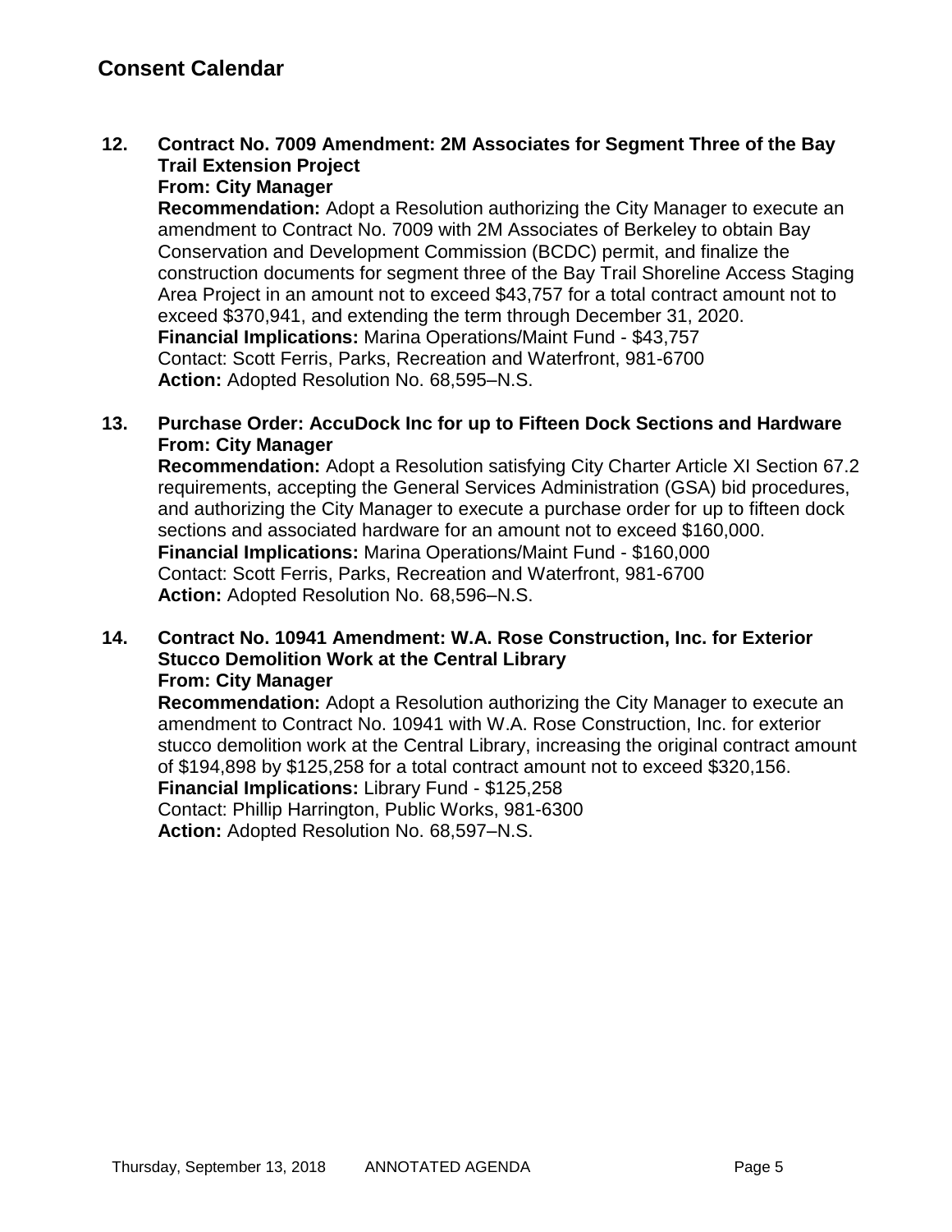## Consent Calendar

**12. Contract No. 7009 Amendment: 2M Associates for Segment Three of the Bay Trail Extension Project**
**From: City Manager**
**Recommendation:** Adopt a Resolution authorizing the City Manager to execute an amendment to Contract No. 7009 with 2M Associates of Berkeley to obtain Bay Conservation and Development Commission (BCDC) permit, and finalize the construction documents for segment three of the Bay Trail Shoreline Access Staging Area Project in an amount not to exceed $43,757 for a total contract amount not to exceed $370,941, and extending the term through December 31, 2020.
**Financial Implications:** Marina Operations/Maint Fund - $43,757
Contact: Scott Ferris, Parks, Recreation and Waterfront, 981-6700
**Action:** Adopted Resolution No. 68,595–N.S.

**13. Purchase Order: AccuDock Inc for up to Fifteen Dock Sections and Hardware**
**From: City Manager**
**Recommendation:** Adopt a Resolution satisfying City Charter Article XI Section 67.2 requirements, accepting the General Services Administration (GSA) bid procedures, and authorizing the City Manager to execute a purchase order for up to fifteen dock sections and associated hardware for an amount not to exceed $160,000.
**Financial Implications:** Marina Operations/Maint Fund - $160,000
Contact: Scott Ferris, Parks, Recreation and Waterfront, 981-6700
**Action:** Adopted Resolution No. 68,596–N.S.

**14. Contract No. 10941 Amendment: W.A. Rose Construction, Inc. for Exterior Stucco Demolition Work at the Central Library**
**From: City Manager**
**Recommendation:** Adopt a Resolution authorizing the City Manager to execute an amendment to Contract No. 10941 with W.A. Rose Construction, Inc. for exterior stucco demolition work at the Central Library, increasing the original contract amount of $194,898 by $125,258 for a total contract amount not to exceed $320,156.
**Financial Implications:** Library Fund - $125,258
Contact: Phillip Harrington, Public Works, 981-6300
**Action:** Adopted Resolution No. 68,597–N.S.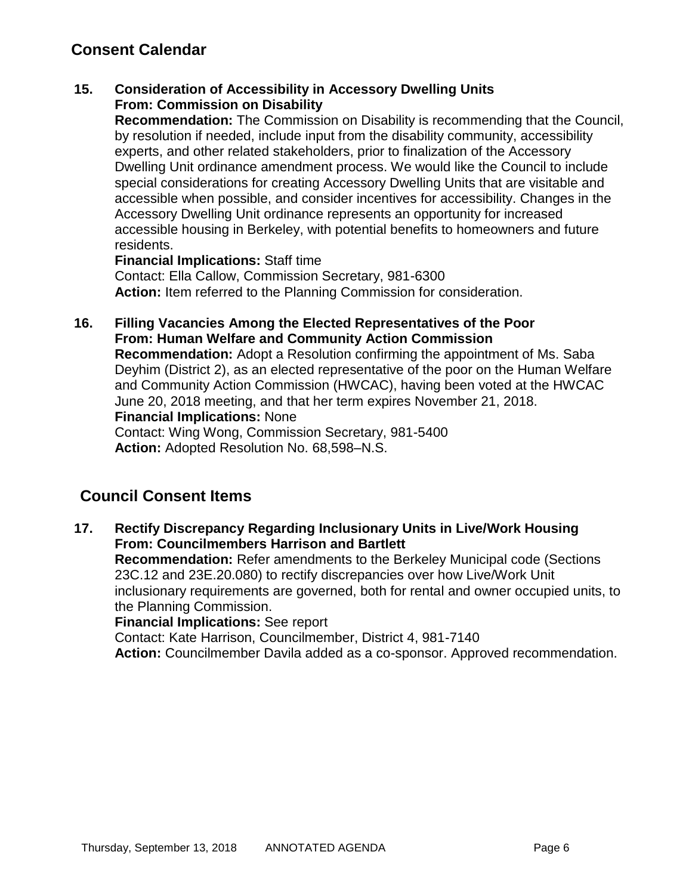## Consent Calendar

**15. Consideration of Accessibility in Accessory Dwelling Units**
**From: Commission on Disability**

**Recommendation:** The Commission on Disability is recommending that the Council, by resolution if needed, include input from the disability community, accessibility experts, and other related stakeholders, prior to finalization of the Accessory Dwelling Unit ordinance amendment process. We would like the Council to include special considerations for creating Accessory Dwelling Units that are visitable and accessible when possible, and consider incentives for accessibility. Changes in the Accessory Dwelling Unit ordinance represents an opportunity for increased accessible housing in Berkeley, with potential benefits to homeowners and future residents.

**Financial Implications:** Staff time

Contact: Ella Callow, Commission Secretary, 981-6300

**Action:** Item referred to the Planning Commission for consideration.

**16. Filling Vacancies Among the Elected Representatives of the Poor**
**From: Human Welfare and Community Action Commission**

**Recommendation:** Adopt a Resolution confirming the appointment of Ms. Saba Deyhim (District 2), as an elected representative of the poor on the Human Welfare and Community Action Commission (HWCAC), having been voted at the HWCAC June 20, 2018 meeting, and that her term expires November 21, 2018.

**Financial Implications:** None

Contact: Wing Wong, Commission Secretary, 981-5400

**Action:** Adopted Resolution No. 68,598–N.S.

## Council Consent Items

**17. Rectify Discrepancy Regarding Inclusionary Units in Live/Work Housing**
**From: Councilmembers Harrison and Bartlett**

**Recommendation:** Refer amendments to the Berkeley Municipal code (Sections 23C.12 and 23E.20.080) to rectify discrepancies over how Live/Work Unit inclusionary requirements are governed, both for rental and owner occupied units, to the Planning Commission.

**Financial Implications:** See report

Contact: Kate Harrison, Councilmember, District 4, 981-7140

**Action:** Councilmember Davila added as a co-sponsor. Approved recommendation.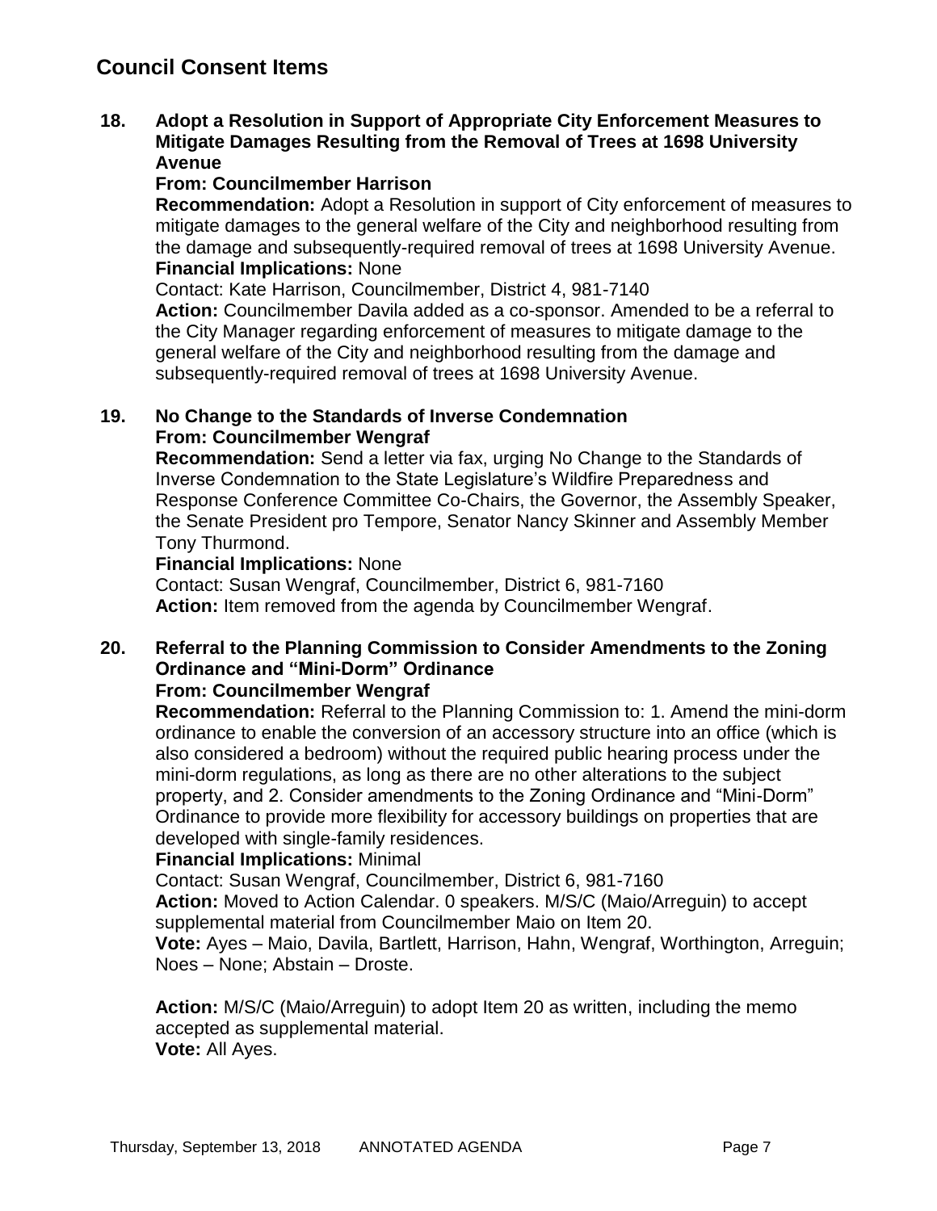## Council Consent Items

**18. Adopt a Resolution in Support of Appropriate City Enforcement Measures to Mitigate Damages Resulting from the Removal of Trees at 1698 University Avenue**

**From: Councilmember Harrison**

**Recommendation:** Adopt a Resolution in support of City enforcement of measures to mitigate damages to the general welfare of the City and neighborhood resulting from the damage and subsequently-required removal of trees at 1698 University Avenue.

**Financial Implications:** None

Contact: Kate Harrison, Councilmember, District 4, 981-7140

**Action:** Councilmember Davila added as a co-sponsor. Amended to be a referral to the City Manager regarding enforcement of measures to mitigate damage to the general welfare of the City and neighborhood resulting from the damage and subsequently-required removal of trees at 1698 University Avenue.

**19. No Change to the Standards of Inverse Condemnation**

**From: Councilmember Wengraf**

**Recommendation:** Send a letter via fax, urging No Change to the Standards of Inverse Condemnation to the State Legislature's Wildfire Preparedness and Response Conference Committee Co-Chairs, the Governor, the Assembly Speaker, the Senate President pro Tempore, Senator Nancy Skinner and Assembly Member Tony Thurmond.

**Financial Implications:** None

Contact: Susan Wengraf, Councilmember, District 6, 981-7160

**Action:** Item removed from the agenda by Councilmember Wengraf.

**20. Referral to the Planning Commission to Consider Amendments to the Zoning Ordinance and "Mini-Dorm" Ordinance**

**From: Councilmember Wengraf**

**Recommendation:** Referral to the Planning Commission to: 1. Amend the mini-dorm ordinance to enable the conversion of an accessory structure into an office (which is also considered a bedroom) without the required public hearing process under the mini-dorm regulations, as long as there are no other alterations to the subject property, and 2. Consider amendments to the Zoning Ordinance and "Mini-Dorm" Ordinance to provide more flexibility for accessory buildings on properties that are developed with single-family residences.

**Financial Implications:** Minimal

Contact: Susan Wengraf, Councilmember, District 6, 981-7160

**Action:** Moved to Action Calendar. 0 speakers. M/S/C (Maio/Arreguin) to accept supplemental material from Councilmember Maio on Item 20.

**Vote:** Ayes – Maio, Davila, Bartlett, Harrison, Hahn, Wengraf, Worthington, Arreguin; Noes – None; Abstain – Droste.

**Action:** M/S/C (Maio/Arreguin) to adopt Item 20 as written, including the memo accepted as supplemental material.

**Vote:** All Ayes.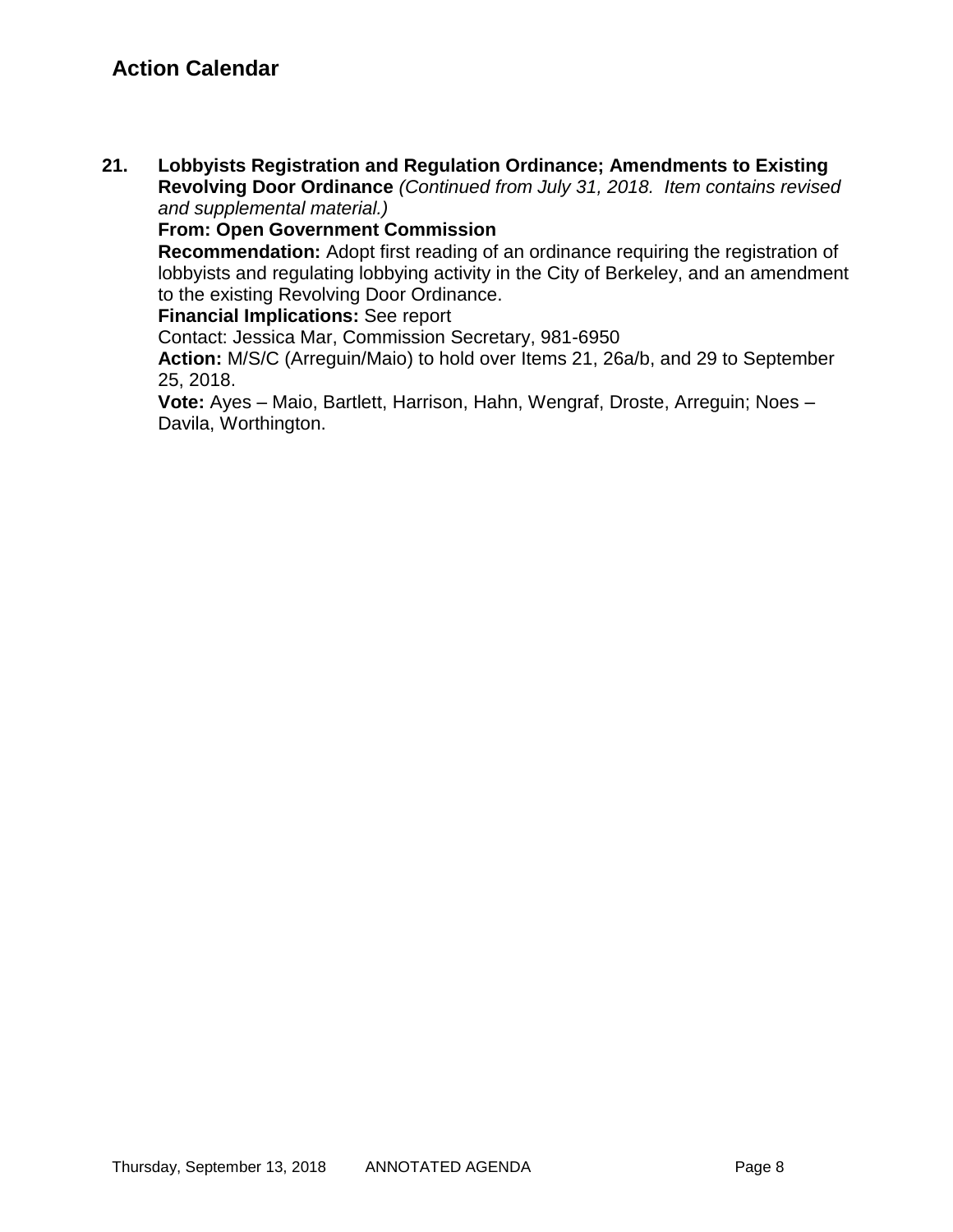## Action Calendar

**21. Lobbyists Registration and Regulation Ordinance; Amendments to Existing Revolving Door Ordinance** *(Continued from July 31, 2018. Item contains revised and supplemental material.)*

**From: Open Government Commission**

**Recommendation:** Adopt first reading of an ordinance requiring the registration of lobbyists and regulating lobbying activity in the City of Berkeley, and an amendment to the existing Revolving Door Ordinance.

**Financial Implications:** See report

Contact: Jessica Mar, Commission Secretary, 981-6950

**Action:** M/S/C (Arreguin/Maio) to hold over Items 21, 26a/b, and 29 to September 25, 2018.

**Vote:** Ayes – Maio, Bartlett, Harrison, Hahn, Wengraf, Droste, Arreguin; Noes – Davila, Worthington.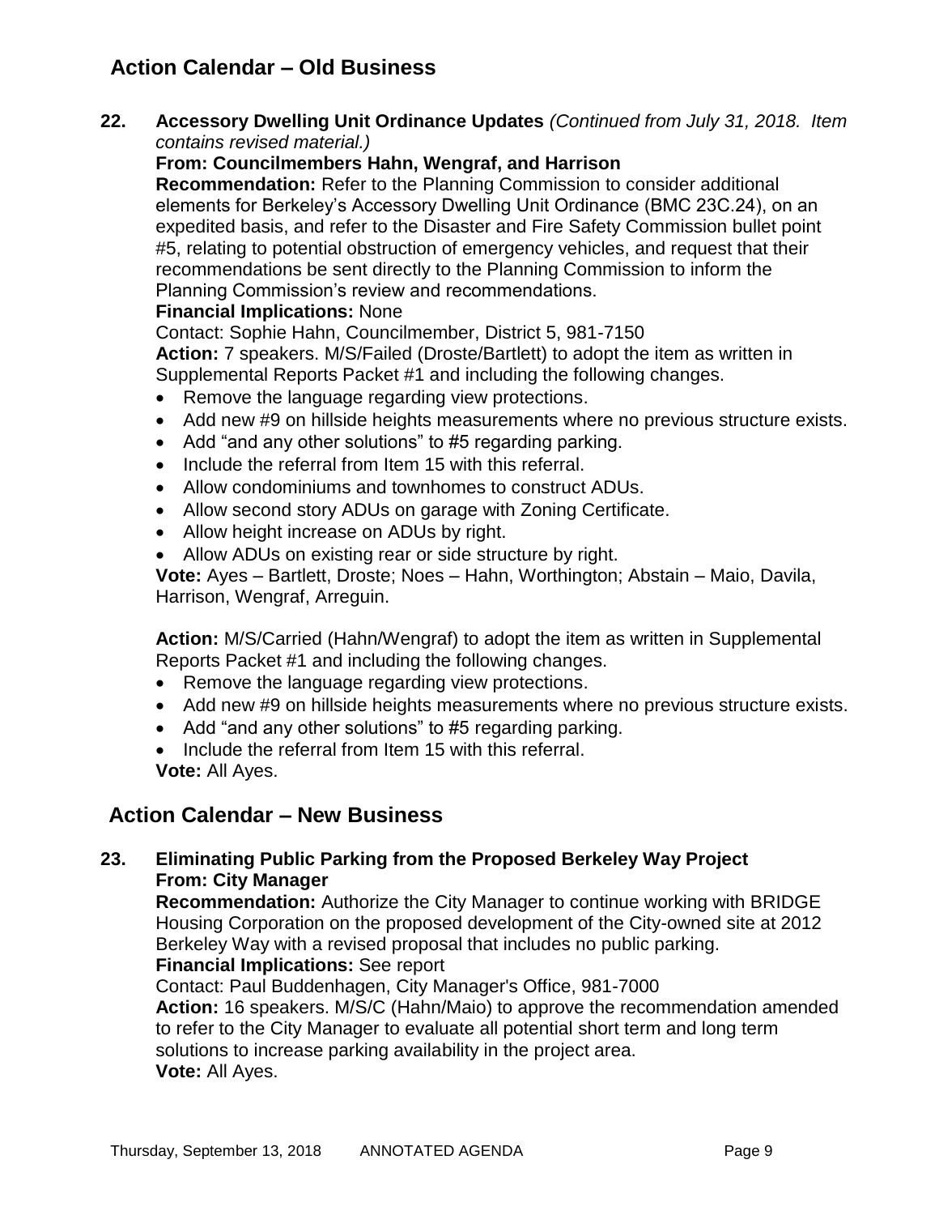## Action Calendar – Old Business

**22. Accessory Dwelling Unit Ordinance Updates** *(Continued from July 31, 2018. Item contains revised material.)*

**From: Councilmembers Hahn, Wengraf, and Harrison**

**Recommendation:** Refer to the Planning Commission to consider additional elements for Berkeley's Accessory Dwelling Unit Ordinance (BMC 23C.24), on an expedited basis, and refer to the Disaster and Fire Safety Commission bullet point #5, relating to potential obstruction of emergency vehicles, and request that their recommendations be sent directly to the Planning Commission to inform the Planning Commission's review and recommendations.

**Financial Implications:** None

Contact: Sophie Hahn, Councilmember, District 5, 981-7150

**Action:** 7 speakers. M/S/Failed (Droste/Bartlett) to adopt the item as written in Supplemental Reports Packet #1 and including the following changes.

- Remove the language regarding view protections.
- Add new #9 on hillside heights measurements where no previous structure exists.
- Add "and any other solutions" to #5 regarding parking.
- Include the referral from Item 15 with this referral.
- Allow condominiums and townhomes to construct ADUs.
- Allow second story ADUs on garage with Zoning Certificate.
- Allow height increase on ADUs by right.
- Allow ADUs on existing rear or side structure by right.

**Vote:** Ayes – Bartlett, Droste; Noes – Hahn, Worthington; Abstain – Maio, Davila, Harrison, Wengraf, Arreguin.

**Action:** M/S/Carried (Hahn/Wengraf) to adopt the item as written in Supplemental Reports Packet #1 and including the following changes.

- Remove the language regarding view protections.
- Add new #9 on hillside heights measurements where no previous structure exists.
- Add "and any other solutions" to #5 regarding parking.
- Include the referral from Item 15 with this referral.

**Vote:** All Ayes.

## Action Calendar – New Business

**23. Eliminating Public Parking from the Proposed Berkeley Way Project**

**From: City Manager**

**Recommendation:** Authorize the City Manager to continue working with BRIDGE Housing Corporation on the proposed development of the City-owned site at 2012 Berkeley Way with a revised proposal that includes no public parking.

**Financial Implications:** See report

Contact: Paul Buddenhagen, City Manager's Office, 981-7000

**Action:** 16 speakers. M/S/C (Hahn/Maio) to approve the recommendation amended to refer to the City Manager to evaluate all potential short term and long term solutions to increase parking availability in the project area.

**Vote:** All Ayes.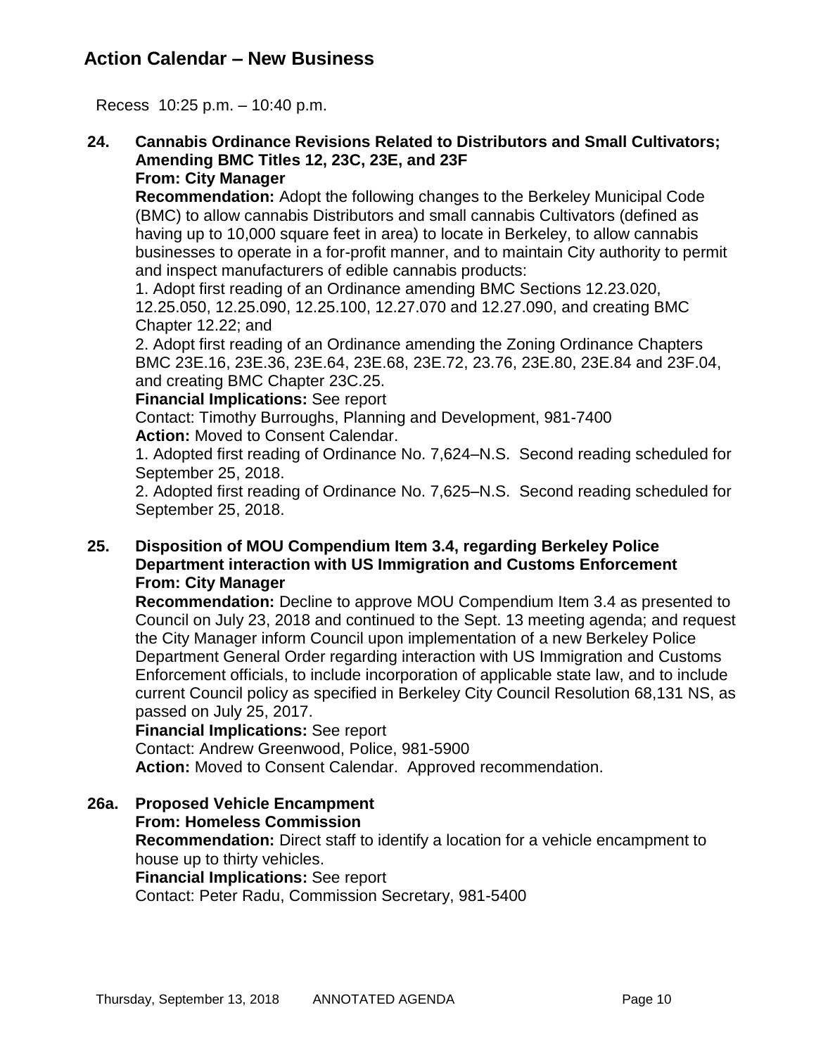## Action Calendar – New Business

Recess 10:25 p.m. – 10:40 p.m.

**24. Cannabis Ordinance Revisions Related to Distributors and Small Cultivators; Amending BMC Titles 12, 23C, 23E, and 23F**
**From: City Manager**
**Recommendation:** Adopt the following changes to the Berkeley Municipal Code (BMC) to allow cannabis Distributors and small cannabis Cultivators (defined as having up to 10,000 square feet in area) to locate in Berkeley, to allow cannabis businesses to operate in a for-profit manner, and to maintain City authority to permit and inspect manufacturers of edible cannabis products:
1. Adopt first reading of an Ordinance amending BMC Sections 12.23.020, 12.25.050, 12.25.090, 12.25.100, 12.27.070 and 12.27.090, and creating BMC Chapter 12.22; and
2. Adopt first reading of an Ordinance amending the Zoning Ordinance Chapters BMC 23E.16, 23E.36, 23E.64, 23E.68, 23E.72, 23.76, 23E.80, 23E.84 and 23F.04, and creating BMC Chapter 23C.25.
**Financial Implications:** See report
Contact: Timothy Burroughs, Planning and Development, 981-7400
**Action:** Moved to Consent Calendar.
1. Adopted first reading of Ordinance No. 7,624–N.S. Second reading scheduled for September 25, 2018.
2. Adopted first reading of Ordinance No. 7,625–N.S. Second reading scheduled for September 25, 2018.

**25. Disposition of MOU Compendium Item 3.4, regarding Berkeley Police Department interaction with US Immigration and Customs Enforcement**
**From: City Manager**
**Recommendation:** Decline to approve MOU Compendium Item 3.4 as presented to Council on July 23, 2018 and continued to the Sept. 13 meeting agenda; and request the City Manager inform Council upon implementation of a new Berkeley Police Department General Order regarding interaction with US Immigration and Customs Enforcement officials, to include incorporation of applicable state law, and to include current Council policy as specified in Berkeley City Council Resolution 68,131 NS, as passed on July 25, 2017.
**Financial Implications:** See report
Contact: Andrew Greenwood, Police, 981-5900
**Action:** Moved to Consent Calendar. Approved recommendation.

**26a. Proposed Vehicle Encampment**
**From: Homeless Commission**
**Recommendation:** Direct staff to identify a location for a vehicle encampment to house up to thirty vehicles.
**Financial Implications:** See report
Contact: Peter Radu, Commission Secretary, 981-5400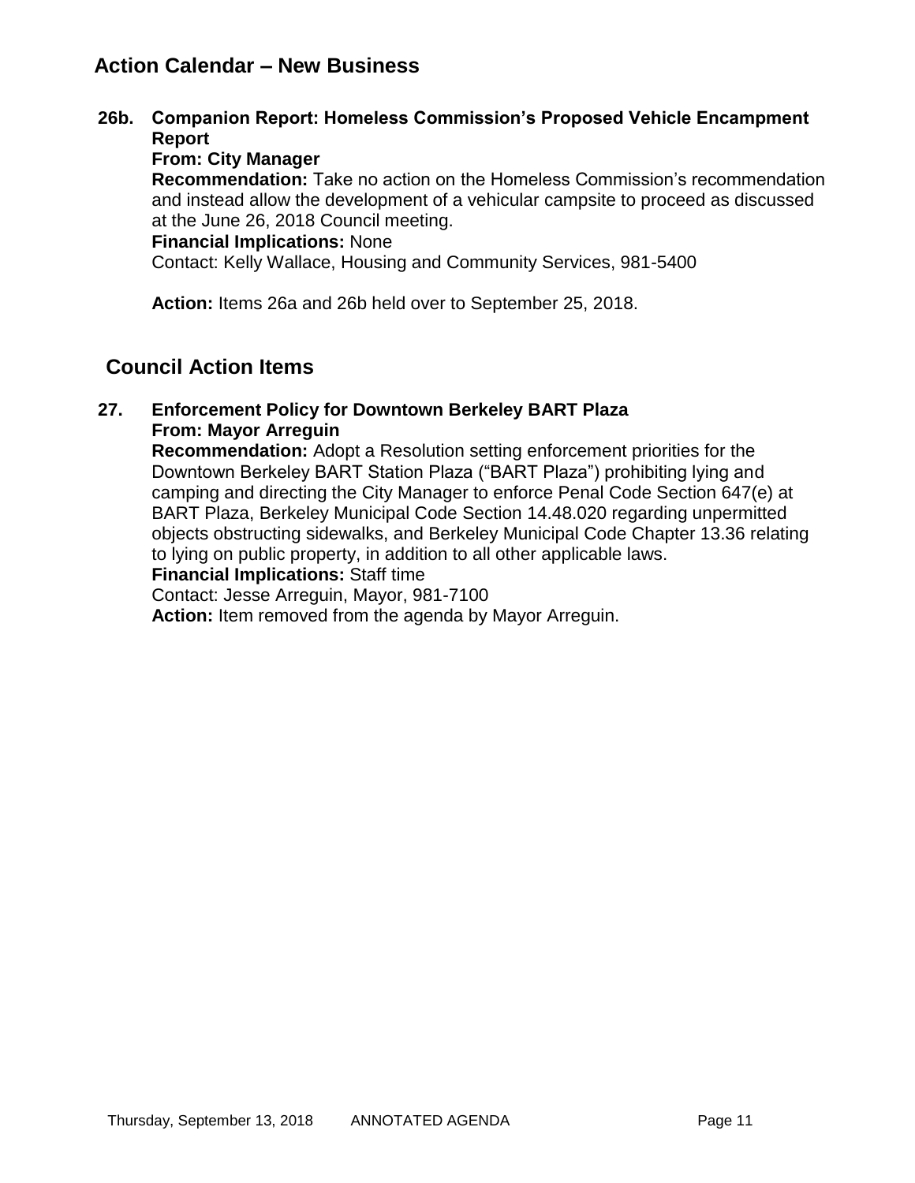## Action Calendar – New Business

**26b. Companion Report: Homeless Commission's Proposed Vehicle Encampment Report**
**From: City Manager**
**Recommendation:** Take no action on the Homeless Commission's recommendation and instead allow the development of a vehicular campsite to proceed as discussed at the June 26, 2018 Council meeting.
**Financial Implications:** None
Contact: Kelly Wallace, Housing and Community Services, 981-5400

**Action:** Items 26a and 26b held over to September 25, 2018.

## Council Action Items

**27. Enforcement Policy for Downtown Berkeley BART Plaza**
**From: Mayor Arreguin**
**Recommendation:** Adopt a Resolution setting enforcement priorities for the Downtown Berkeley BART Station Plaza ("BART Plaza") prohibiting lying and camping and directing the City Manager to enforce Penal Code Section 647(e) at BART Plaza, Berkeley Municipal Code Section 14.48.020 regarding unpermitted objects obstructing sidewalks, and Berkeley Municipal Code Chapter 13.36 relating to lying on public property, in addition to all other applicable laws.
**Financial Implications:** Staff time
Contact: Jesse Arreguin, Mayor, 981-7100
**Action:** Item removed from the agenda by Mayor Arreguin.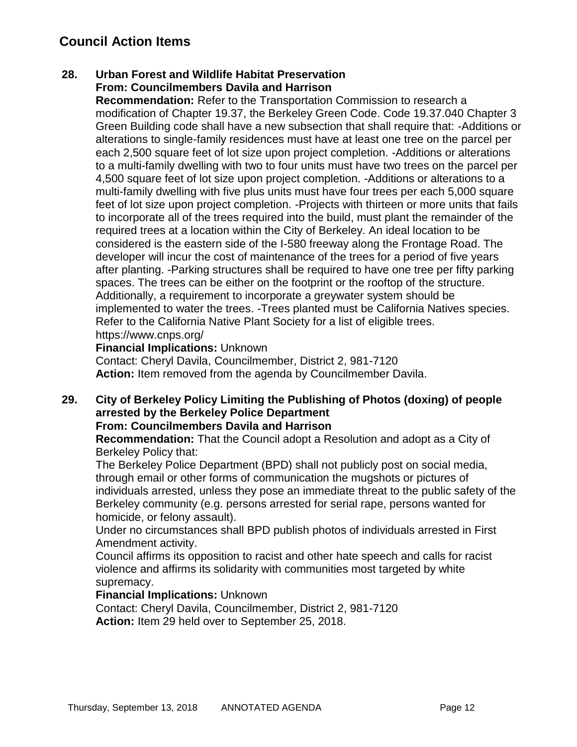## Council Action Items

**28. Urban Forest and Wildlife Habitat Preservation**
**From: Councilmembers Davila and Harrison**

**Recommendation:** Refer to the Transportation Commission to research a modification of Chapter 19.37, the Berkeley Green Code. Code 19.37.040 Chapter 3 Green Building code shall have a new subsection that shall require that: -Additions or alterations to single-family residences must have at least one tree on the parcel per each 2,500 square feet of lot size upon project completion. -Additions or alterations to a multi-family dwelling with two to four units must have two trees on the parcel per 4,500 square feet of lot size upon project completion. -Additions or alterations to a multi-family dwelling with five plus units must have four trees per each 5,000 square feet of lot size upon project completion. -Projects with thirteen or more units that fails to incorporate all of the trees required into the build, must plant the remainder of the required trees at a location within the City of Berkeley. An ideal location to be considered is the eastern side of the I-580 freeway along the Frontage Road. The developer will incur the cost of maintenance of the trees for a period of five years after planting. -Parking structures shall be required to have one tree per fifty parking spaces. The trees can be either on the footprint or the rooftop of the structure. Additionally, a requirement to incorporate a greywater system should be implemented to water the trees. -Trees planted must be California Natives species. Refer to the California Native Plant Society for a list of eligible trees. https://www.cnps.org/

**Financial Implications:** Unknown

Contact: Cheryl Davila, Councilmember, District 2, 981-7120

**Action:** Item removed from the agenda by Councilmember Davila.

**29. City of Berkeley Policy Limiting the Publishing of Photos (doxing) of people arrested by the Berkeley Police Department**
**From: Councilmembers Davila and Harrison**

**Recommendation:** That the Council adopt a Resolution and adopt as a City of Berkeley Policy that:

The Berkeley Police Department (BPD) shall not publicly post on social media, through email or other forms of communication the mugshots or pictures of individuals arrested, unless they pose an immediate threat to the public safety of the Berkeley community (e.g. persons arrested for serial rape, persons wanted for homicide, or felony assault).

Under no circumstances shall BPD publish photos of individuals arrested in First Amendment activity.

Council affirms its opposition to racist and other hate speech and calls for racist violence and affirms its solidarity with communities most targeted by white supremacy.

**Financial Implications:** Unknown

Contact: Cheryl Davila, Councilmember, District 2, 981-7120

**Action:** Item 29 held over to September 25, 2018.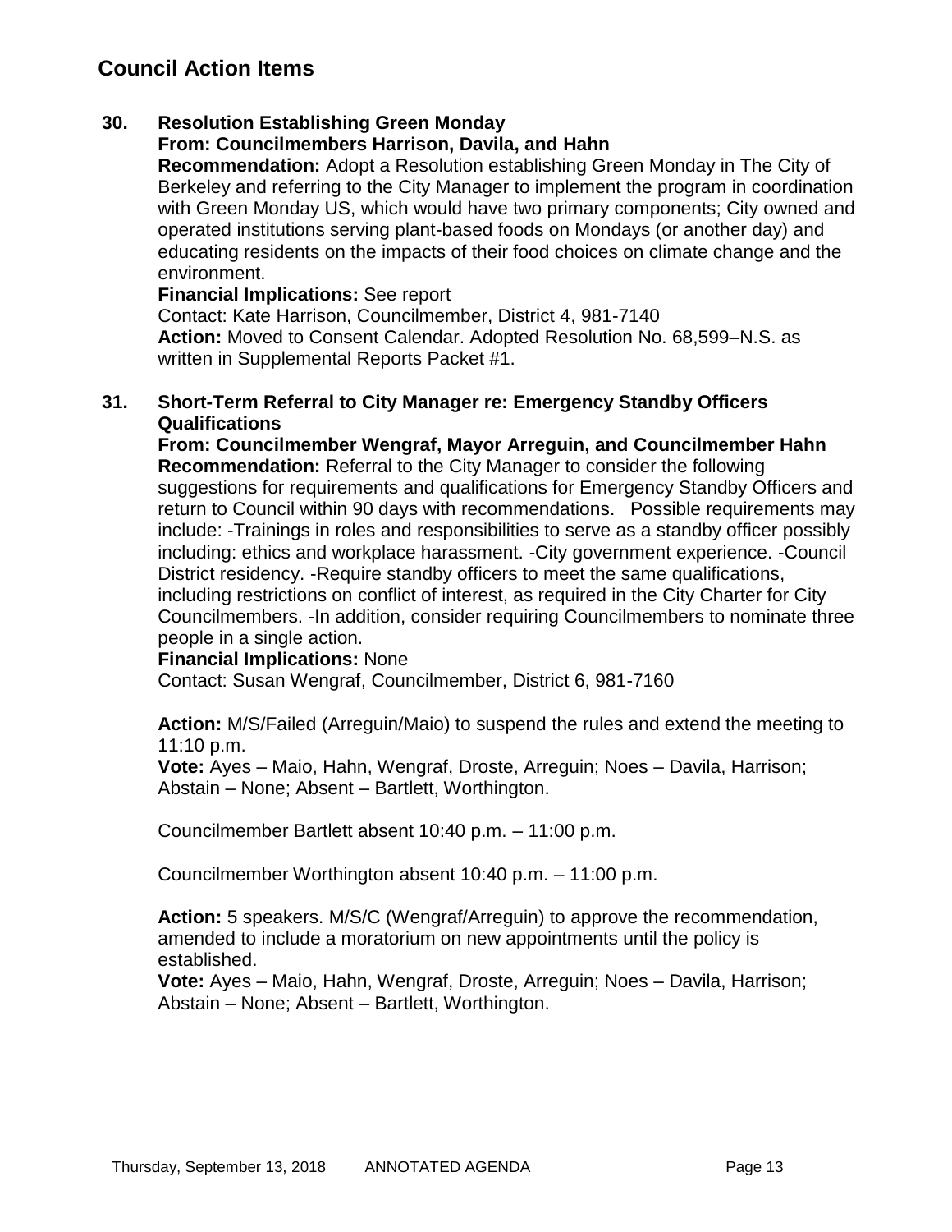## Council Action Items

### 30. Resolution Establishing Green Monday

**From: Councilmembers Harrison, Davila, and Hahn**

**Recommendation:** Adopt a Resolution establishing Green Monday in The City of Berkeley and referring to the City Manager to implement the program in coordination with Green Monday US, which would have two primary components; City owned and operated institutions serving plant-based foods on Mondays (or another day) and educating residents on the impacts of their food choices on climate change and the environment.

**Financial Implications:** See report

Contact: Kate Harrison, Councilmember, District 4, 981-7140

**Action:** Moved to Consent Calendar. Adopted Resolution No. 68,599–N.S. as written in Supplemental Reports Packet #1.

### 31. Short-Term Referral to City Manager re: Emergency Standby Officers Qualifications

**From: Councilmember Wengraf, Mayor Arreguin, and Councilmember Hahn**

**Recommendation:** Referral to the City Manager to consider the following suggestions for requirements and qualifications for Emergency Standby Officers and return to Council within 90 days with recommendations. Possible requirements may include: -Trainings in roles and responsibilities to serve as a standby officer possibly including: ethics and workplace harassment. -City government experience. -Council District residency. -Require standby officers to meet the same qualifications, including restrictions on conflict of interest, as required in the City Charter for City Councilmembers. -In addition, consider requiring Councilmembers to nominate three people in a single action.

**Financial Implications:** None

Contact: Susan Wengraf, Councilmember, District 6, 981-7160

**Action:** M/S/Failed (Arreguin/Maio) to suspend the rules and extend the meeting to 11:10 p.m.

**Vote:** Ayes – Maio, Hahn, Wengraf, Droste, Arreguin; Noes – Davila, Harrison; Abstain – None; Absent – Bartlett, Worthington.

Councilmember Bartlett absent 10:40 p.m. – 11:00 p.m.

Councilmember Worthington absent 10:40 p.m. – 11:00 p.m.

**Action:** 5 speakers. M/S/C (Wengraf/Arreguin) to approve the recommendation, amended to include a moratorium on new appointments until the policy is established.

**Vote:** Ayes – Maio, Hahn, Wengraf, Droste, Arreguin; Noes – Davila, Harrison; Abstain – None; Absent – Bartlett, Worthington.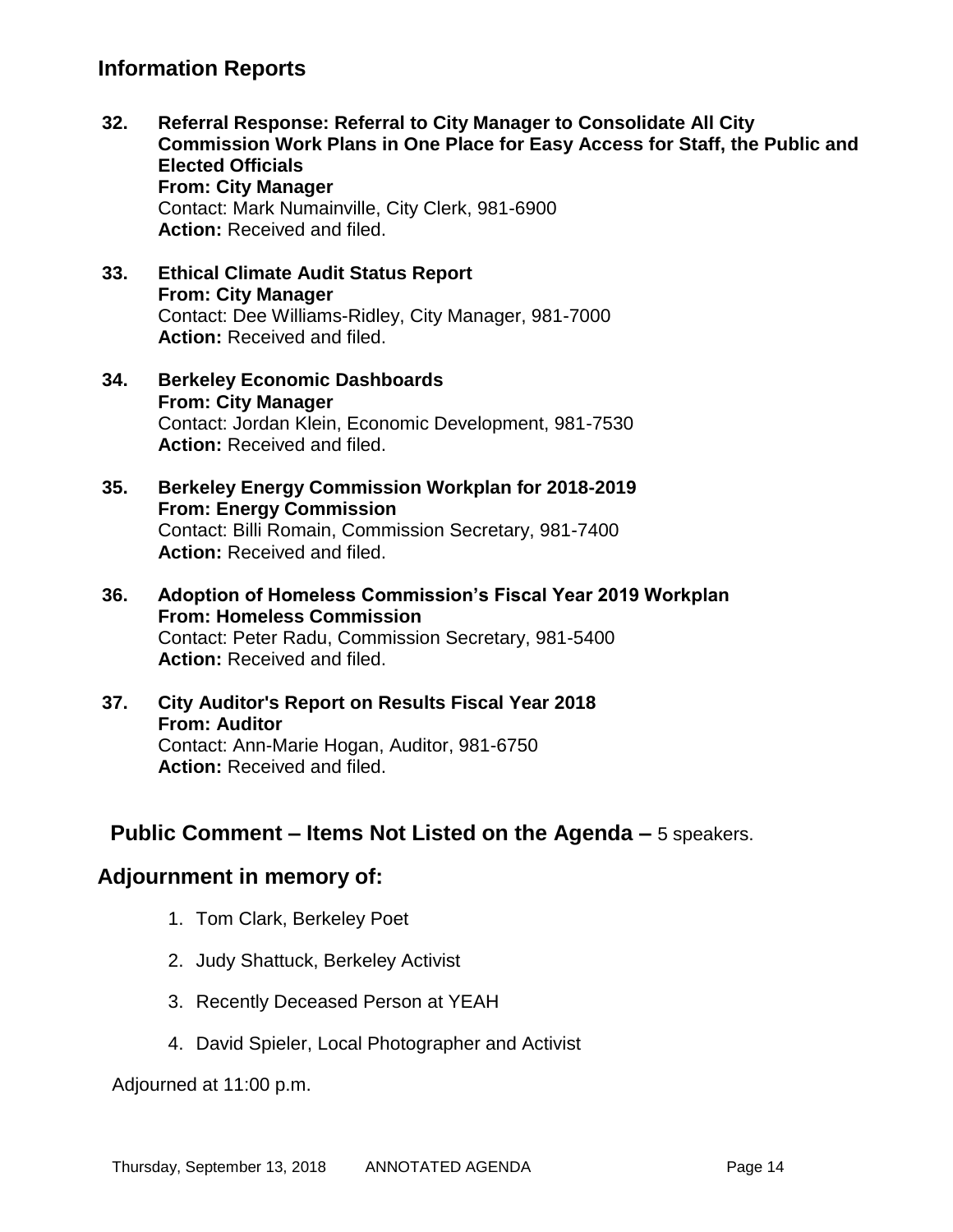## Information Reports

**32. Referral Response: Referral to City Manager to Consolidate All City Commission Work Plans in One Place for Easy Access for Staff, the Public and Elected Officials**
**From: City Manager**
Contact: Mark Numainville, City Clerk, 981-6900
**Action:** Received and filed.

**33. Ethical Climate Audit Status Report**
**From: City Manager**
Contact: Dee Williams-Ridley, City Manager, 981-7000
**Action:** Received and filed.

**34. Berkeley Economic Dashboards**
**From: City Manager**
Contact: Jordan Klein, Economic Development, 981-7530
**Action:** Received and filed.

**35. Berkeley Energy Commission Workplan for 2018-2019**
**From: Energy Commission**
Contact: Billi Romain, Commission Secretary, 981-7400
**Action:** Received and filed.

**36. Adoption of Homeless Commission's Fiscal Year 2019 Workplan**
**From: Homeless Commission**
Contact: Peter Radu, Commission Secretary, 981-5400
**Action:** Received and filed.

**37. City Auditor's Report on Results Fiscal Year 2018**
**From: Auditor**
Contact: Ann-Marie Hogan, Auditor, 981-6750
**Action:** Received and filed.

## Public Comment – Items Not Listed on the Agenda – 5 speakers.

## Adjournment in memory of:

1. Tom Clark, Berkeley Poet
2. Judy Shattuck, Berkeley Activist
3. Recently Deceased Person at YEAH
4. David Spieler, Local Photographer and Activist

Adjourned at 11:00 p.m.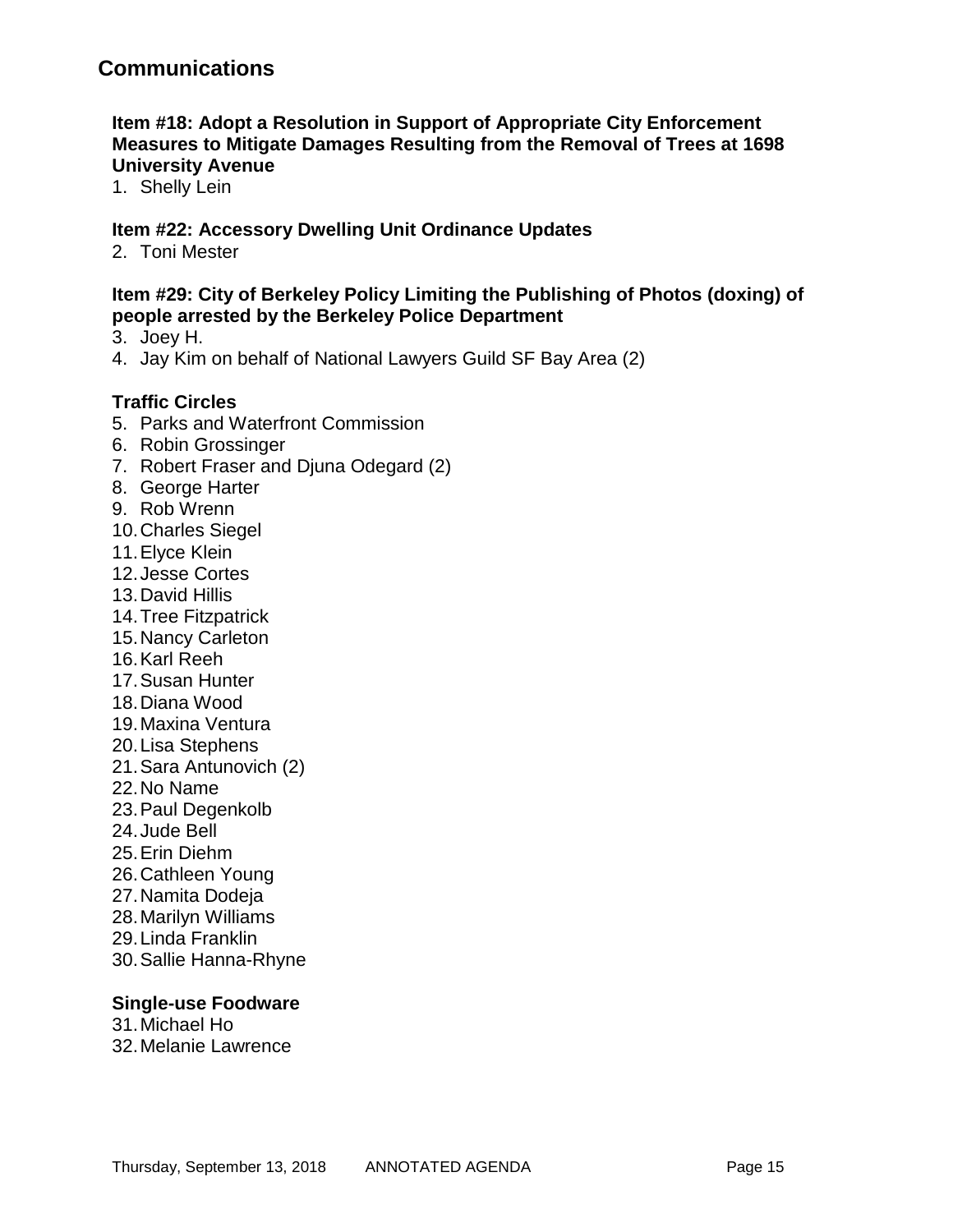## Communications

### Item #18: Adopt a Resolution in Support of Appropriate City Enforcement Measures to Mitigate Damages Resulting from the Removal of Trees at 1698 University Avenue

1. Shelly Lein

### Item #22: Accessory Dwelling Unit Ordinance Updates

2. Toni Mester

### Item #29: City of Berkeley Policy Limiting the Publishing of Photos (doxing) of people arrested by the Berkeley Police Department

3. Joey H.
4. Jay Kim on behalf of National Lawyers Guild SF Bay Area (2)

### Traffic Circles

5. Parks and Waterfront Commission
6. Robin Grossinger
7. Robert Fraser and Djuna Odegard (2)
8. George Harter
9. Rob Wrenn
10. Charles Siegel
11. Elyce Klein
12. Jesse Cortes
13. David Hillis
14. Tree Fitzpatrick
15. Nancy Carleton
16. Karl Reeh
17. Susan Hunter
18. Diana Wood
19. Maxina Ventura
20. Lisa Stephens
21. Sara Antunovich (2)
22. No Name
23. Paul Degenkolb
24. Jude Bell
25. Erin Diehm
26. Cathleen Young
27. Namita Dodeja
28. Marilyn Williams
29. Linda Franklin
30. Sallie Hanna-Rhyne

### Single-use Foodware

31. Michael Ho
32. Melanie Lawrence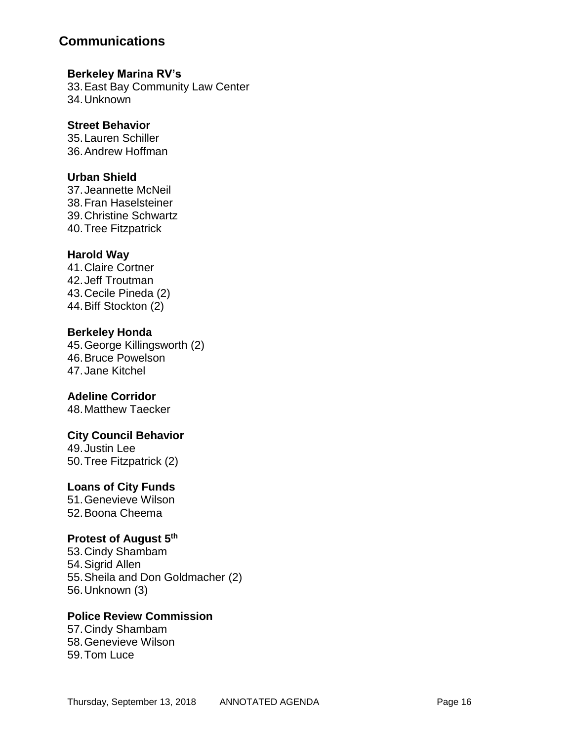## Communications

### Berkeley Marina RV's

33. East Bay Community Law Center
34. Unknown

### Street Behavior

35. Lauren Schiller
36. Andrew Hoffman

### Urban Shield

37. Jeannette McNeil
38. Fran Haselsteiner
39. Christine Schwartz
40. Tree Fitzpatrick

### Harold Way

41. Claire Cortner
42. Jeff Troutman
43. Cecile Pineda (2)
44. Biff Stockton (2)

### Berkeley Honda

45. George Killingsworth (2)
46. Bruce Powelson
47. Jane Kitchel

### Adeline Corridor

48. Matthew Taecker

### City Council Behavior

49. Justin Lee
50. Tree Fitzpatrick (2)

### Loans of City Funds

51. Genevieve Wilson
52. Boona Cheema

### Protest of August 5th

53. Cindy Shambam
54. Sigrid Allen
55. Sheila and Don Goldmacher (2)
56. Unknown (3)

### Police Review Commission

57. Cindy Shambam
58. Genevieve Wilson
59. Tom Luce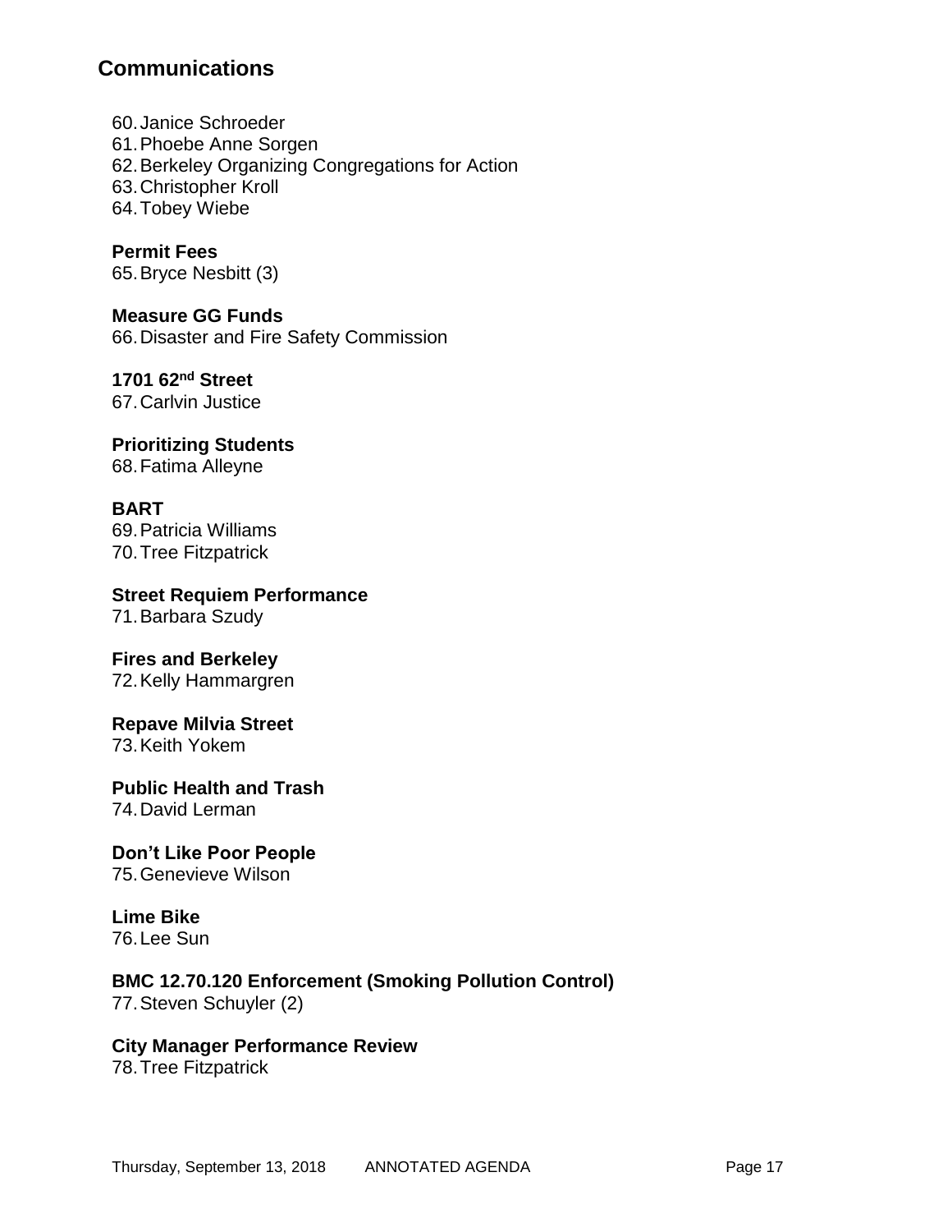## Communications

60. Janice Schroeder
61. Phoebe Anne Sorgen
62. Berkeley Organizing Congregations for Action
63. Christopher Kroll
64. Tobey Wiebe

**Permit Fees**

65. Bryce Nesbitt (3)

**Measure GG Funds**

66. Disaster and Fire Safety Commission

**1701 62nd Street**

67. Carlvin Justice

**Prioritizing Students**

68. Fatima Alleyne

**BART**

69. Patricia Williams
70. Tree Fitzpatrick

**Street Requiem Performance**

71. Barbara Szudy

**Fires and Berkeley**

72. Kelly Hammargren

**Repave Milvia Street**

73. Keith Yokem

**Public Health and Trash**

74. David Lerman

**Don’t Like Poor People**

75. Genevieve Wilson

**Lime Bike**

76. Lee Sun

**BMC 12.70.120 Enforcement (Smoking Pollution Control)**

77. Steven Schuyler (2)

**City Manager Performance Review**

78. Tree Fitzpatrick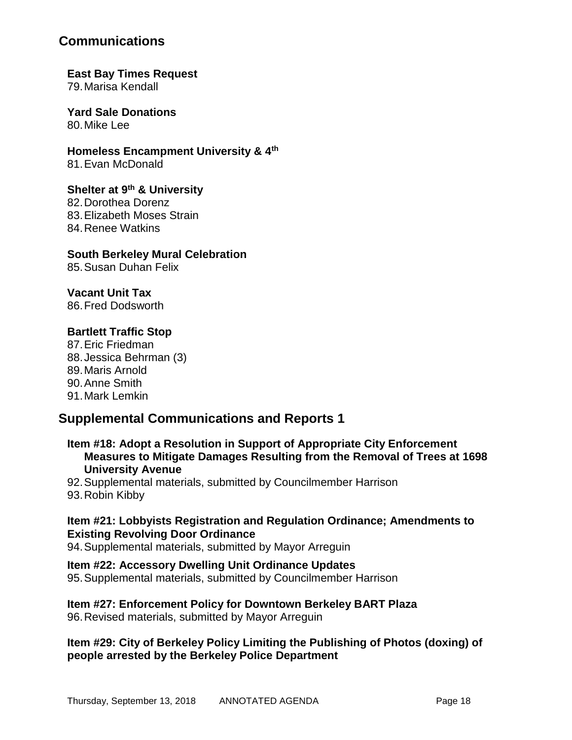## Communications

**East Bay Times Request**

79. Marisa Kendall

**Yard Sale Donations**

80. Mike Lee

**Homeless Encampment University & 4th**

81. Evan McDonald

**Shelter at 9th & University**

82. Dorothea Dorenz
83. Elizabeth Moses Strain
84. Renee Watkins

**South Berkeley Mural Celebration**

85. Susan Duhan Felix

**Vacant Unit Tax**

86. Fred Dodsworth

**Bartlett Traffic Stop**

87. Eric Friedman
88. Jessica Behrman (3)
89. Maris Arnold
90. Anne Smith
91. Mark Lemkin

## Supplemental Communications and Reports 1

**Item #18: Adopt a Resolution in Support of Appropriate City Enforcement Measures to Mitigate Damages Resulting from the Removal of Trees at 1698 University Avenue**

92. Supplemental materials, submitted by Councilmember Harrison
93. Robin Kibby

**Item #21: Lobbyists Registration and Regulation Ordinance; Amendments to Existing Revolving Door Ordinance**

94. Supplemental materials, submitted by Mayor Arreguin

**Item #22: Accessory Dwelling Unit Ordinance Updates**

95. Supplemental materials, submitted by Councilmember Harrison

**Item #27: Enforcement Policy for Downtown Berkeley BART Plaza**

96. Revised materials, submitted by Mayor Arreguin

**Item #29: City of Berkeley Policy Limiting the Publishing of Photos (doxing) of people arrested by the Berkeley Police Department**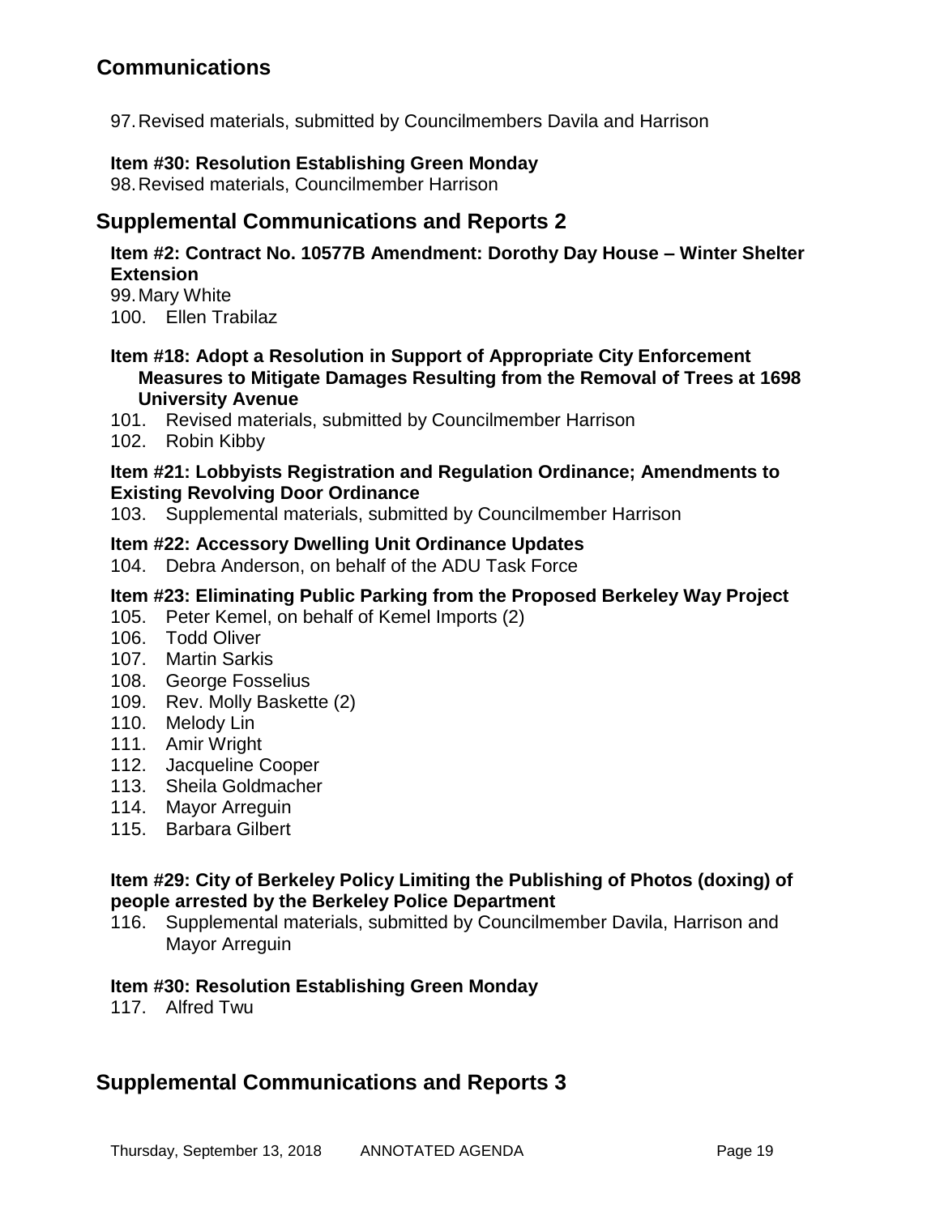## Communications

97. Revised materials, submitted by Councilmembers Davila and Harrison

**Item #30: Resolution Establishing Green Monday**

98. Revised materials, Councilmember Harrison

## Supplemental Communications and Reports 2

**Item #2: Contract No. 10577B Amendment: Dorothy Day House – Winter Shelter Extension**

99. Mary White
100. Ellen Trabilaz

**Item #18: Adopt a Resolution in Support of Appropriate City Enforcement Measures to Mitigate Damages Resulting from the Removal of Trees at 1698 University Avenue**

101. Revised materials, submitted by Councilmember Harrison
102. Robin Kibby

**Item #21: Lobbyists Registration and Regulation Ordinance; Amendments to Existing Revolving Door Ordinance**

103. Supplemental materials, submitted by Councilmember Harrison

**Item #22: Accessory Dwelling Unit Ordinance Updates**

104. Debra Anderson, on behalf of the ADU Task Force

**Item #23: Eliminating Public Parking from the Proposed Berkeley Way Project**

105. Peter Kemel, on behalf of Kemel Imports (2)
106. Todd Oliver
107. Martin Sarkis
108. George Fosselius
109. Rev. Molly Baskette (2)
110. Melody Lin
111. Amir Wright
112. Jacqueline Cooper
113. Sheila Goldmacher
114. Mayor Arreguin
115. Barbara Gilbert

**Item #29: City of Berkeley Policy Limiting the Publishing of Photos (doxing) of people arrested by the Berkeley Police Department**

116. Supplemental materials, submitted by Councilmember Davila, Harrison and Mayor Arreguin

**Item #30: Resolution Establishing Green Monday**

117. Alfred Twu

## Supplemental Communications and Reports 3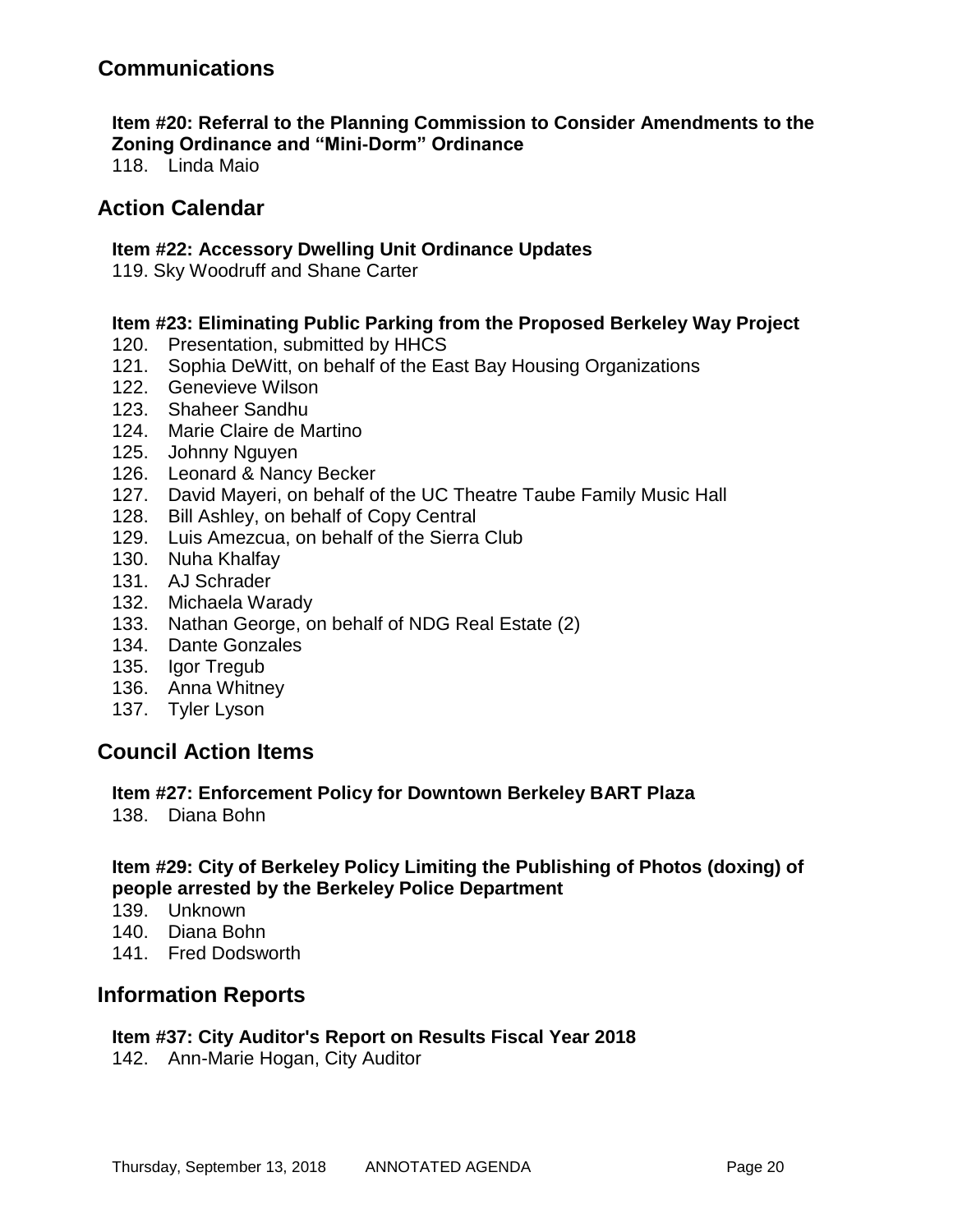## Communications

### Item #20: Referral to the Planning Commission to Consider Amendments to the Zoning Ordinance and "Mini-Dorm" Ordinance

118. Linda Maio

## Action Calendar

### Item #22: Accessory Dwelling Unit Ordinance Updates

119. Sky Woodruff and Shane Carter

### Item #23: Eliminating Public Parking from the Proposed Berkeley Way Project

120. Presentation, submitted by HHCS
121. Sophia DeWitt, on behalf of the East Bay Housing Organizations
122. Genevieve Wilson
123. Shaheer Sandhu
124. Marie Claire de Martino
125. Johnny Nguyen
126. Leonard & Nancy Becker
127. David Mayeri, on behalf of the UC Theatre Taube Family Music Hall
128. Bill Ashley, on behalf of Copy Central
129. Luis Amezcua, on behalf of the Sierra Club
130. Nuha Khalfay
131. AJ Schrader
132. Michaela Warady
133. Nathan George, on behalf of NDG Real Estate (2)
134. Dante Gonzales
135. Igor Tregub
136. Anna Whitney
137. Tyler Lyson

## Council Action Items

### Item #27: Enforcement Policy for Downtown Berkeley BART Plaza

138. Diana Bohn

### Item #29: City of Berkeley Policy Limiting the Publishing of Photos (doxing) of people arrested by the Berkeley Police Department

139. Unknown
140. Diana Bohn
141. Fred Dodsworth

## Information Reports

### Item #37: City Auditor's Report on Results Fiscal Year 2018

142. Ann-Marie Hogan, City Auditor